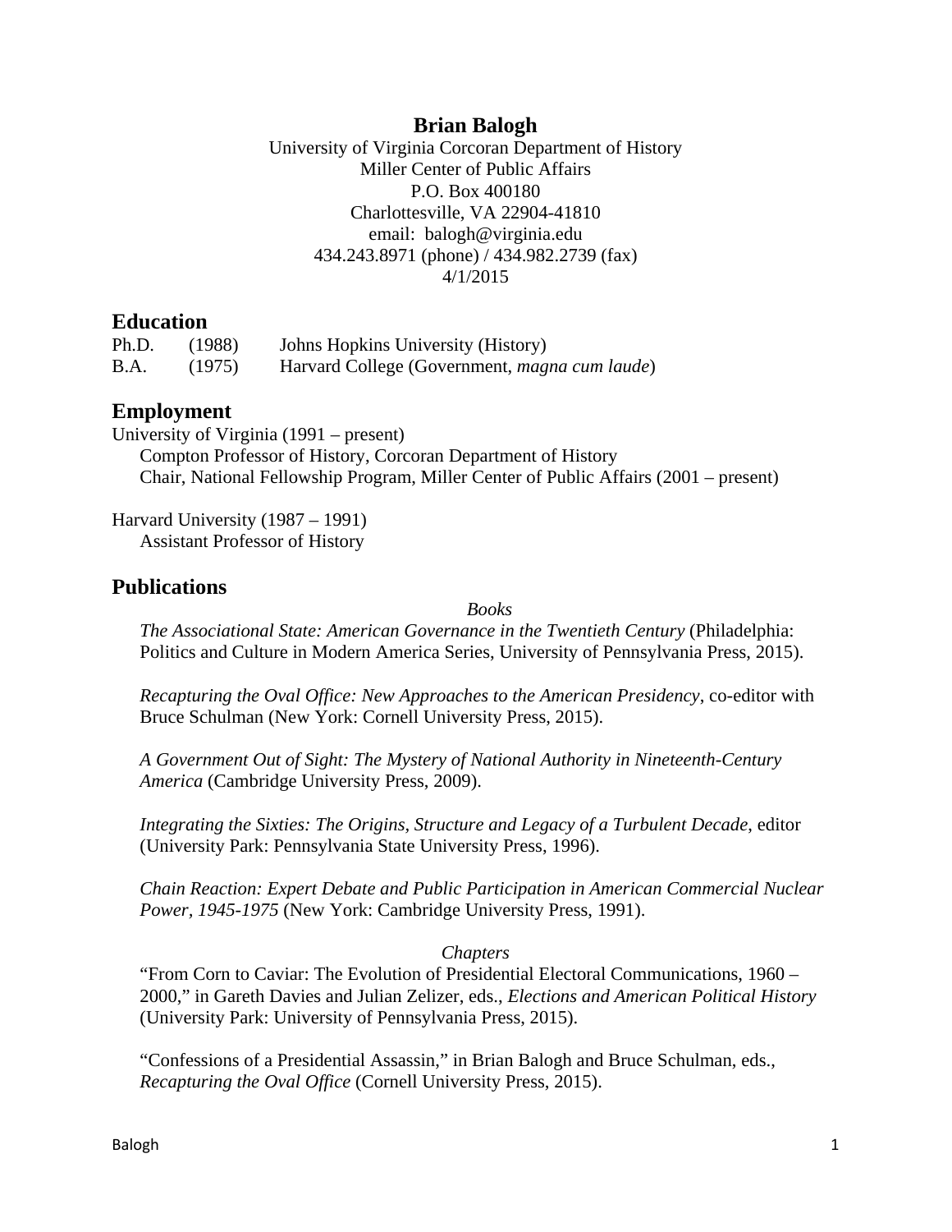# Brian Balogh

University of Virginia Corcoran Department of History
Miller Center of Public Affairs
P.O. Box 400180
Charlottesville, VA 22904-41810
email: balogh@virginia.edu
434.243.8971 (phone) / 434.982.2739 (fax)
4/1/2015

## Education

| | | |
|---|---|---|
| Ph.D. | (1988) | Johns Hopkins University (History) |
| B.A. | (1975) | Harvard College (Government, *magna cum laude*) |

## Employment

University of Virginia (1991 – present)
  Compton Professor of History, Corcoran Department of History
  Chair, National Fellowship Program, Miller Center of Public Affairs (2001 – present)

Harvard University (1987 – 1991)
  Assistant Professor of History

## Publications

### *Books*

*The Associational State: American Governance in the Twentieth Century* (Philadelphia: Politics and Culture in Modern America Series, University of Pennsylvania Press, 2015).

*Recapturing the Oval Office: New Approaches to the American Presidency*, co-editor with Bruce Schulman (New York: Cornell University Press, 2015).

*A Government Out of Sight: The Mystery of National Authority in Nineteenth-Century America* (Cambridge University Press, 2009).

*Integrating the Sixties: The Origins, Structure and Legacy of a Turbulent Decade*, editor (University Park: Pennsylvania State University Press, 1996).

*Chain Reaction: Expert Debate and Public Participation in American Commercial Nuclear Power, 1945-1975* (New York: Cambridge University Press, 1991).

### *Chapters*

"From Corn to Caviar: The Evolution of Presidential Electoral Communications, 1960 – 2000," in Gareth Davies and Julian Zelizer, eds., *Elections and American Political History* (University Park: University of Pennsylvania Press, 2015).

"Confessions of a Presidential Assassin," in Brian Balogh and Bruce Schulman, eds., *Recapturing the Oval Office* (Cornell University Press, 2015).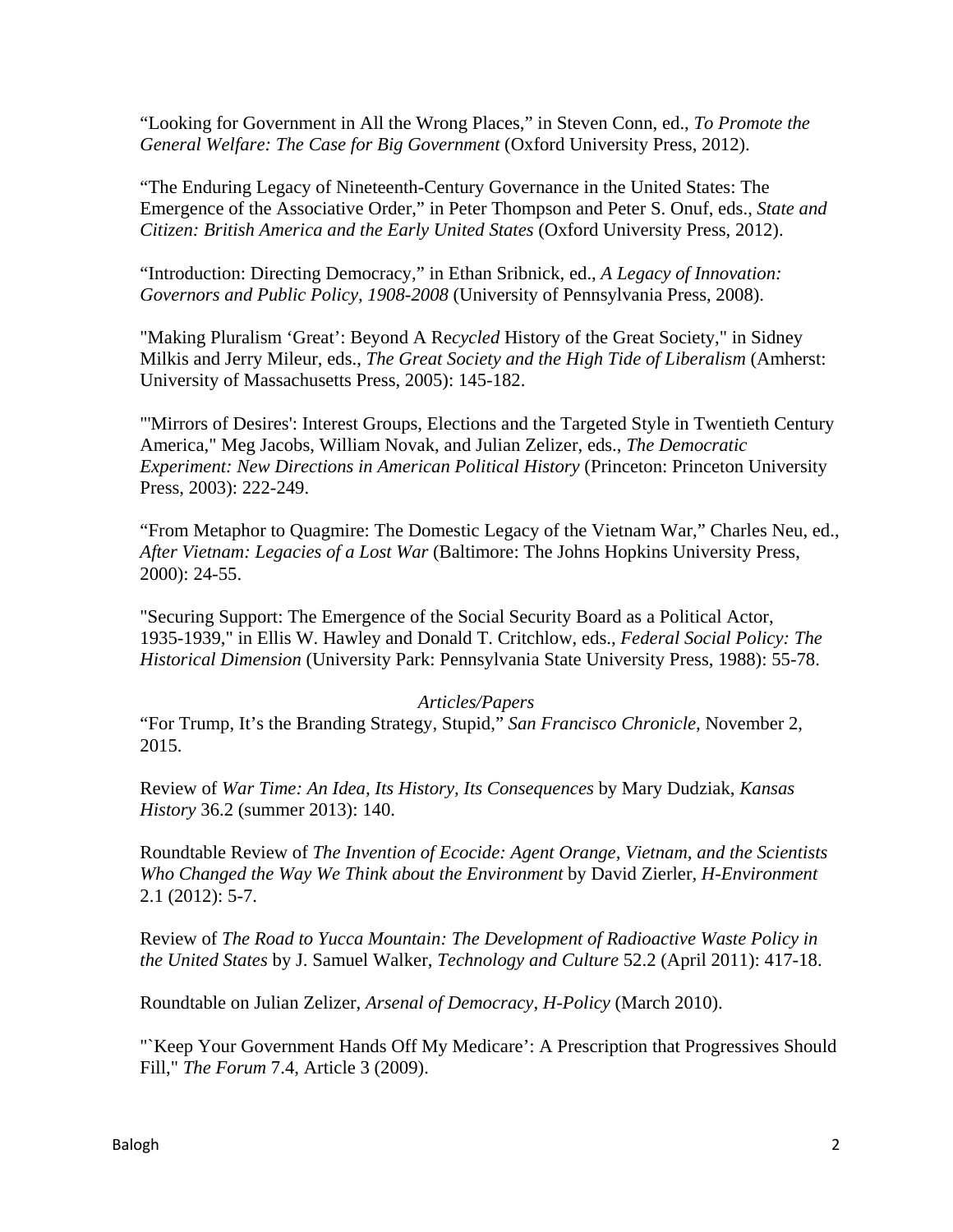“Looking for Government in All the Wrong Places,” in Steven Conn, ed., *To Promote the General Welfare: The Case for Big Government* (Oxford University Press, 2012).

“The Enduring Legacy of Nineteenth-Century Governance in the United States: The Emergence of the Associative Order,” in Peter Thompson and Peter S. Onuf, eds., *State and Citizen: British America and the Early United States* (Oxford University Press, 2012).

“Introduction: Directing Democracy,” in Ethan Sribnick, ed., *A Legacy of Innovation: Governors and Public Policy, 1908-2008* (University of Pennsylvania Press, 2008).

"Making Pluralism ‘Great’: Beyond A Re*cycled* History of the Great Society," in Sidney Milkis and Jerry Mileur, eds., *The Great Society and the High Tide of Liberalism* (Amherst: University of Massachusetts Press, 2005): 145-182.

"'Mirrors of Desires': Interest Groups, Elections and the Targeted Style in Twentieth Century America," Meg Jacobs, William Novak, and Julian Zelizer, eds., *The Democratic Experiment: New Directions in American Political History* (Princeton: Princeton University Press, 2003): 222-249.

“From Metaphor to Quagmire: The Domestic Legacy of the Vietnam War,” Charles Neu, ed., *After Vietnam: Legacies of a Lost War* (Baltimore: The Johns Hopkins University Press, 2000): 24-55.

"Securing Support: The Emergence of the Social Security Board as a Political Actor, 1935-1939," in Ellis W. Hawley and Donald T. Critchlow, eds., *Federal Social Policy: The Historical Dimension* (University Park: Pennsylvania State University Press, 1988): 55-78.

*Articles/Papers*

“For Trump, It’s the Branding Strategy, Stupid,” *San Francisco Chronicle,* November 2, 2015.

Review of *War Time: An Idea, Its History, Its Consequences* by Mary Dudziak, *Kansas History* 36.2 (summer 2013): 140.

Roundtable Review of *The Invention of Ecocide: Agent Orange, Vietnam, and the Scientists Who Changed the Way We Think about the Environment* by David Zierler, *H-Environment* 2.1 (2012): 5-7.

Review of *The Road to Yucca Mountain: The Development of Radioactive Waste Policy in the United States* by J. Samuel Walker, *Technology and Culture* 52.2 (April 2011): 417-18.

Roundtable on Julian Zelizer, *Arsenal of Democracy*, *H-Policy* (March 2010).

"`Keep Your Government Hands Off My Medicare’: A Prescription that Progressives Should Fill," *The Forum* 7.4, Article 3 (2009).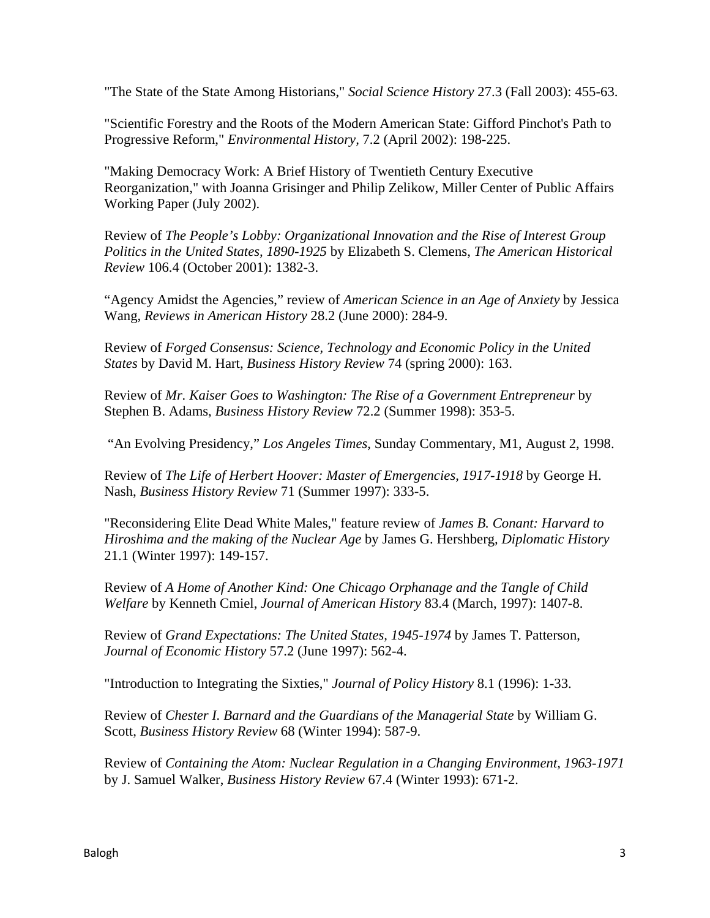"The State of the State Among Historians," *Social Science History* 27.3 (Fall 2003): 455-63.

"Scientific Forestry and the Roots of the Modern American State: Gifford Pinchot's Path to Progressive Reform," *Environmental History,* 7.2 (April 2002): 198-225.

"Making Democracy Work: A Brief History of Twentieth Century Executive Reorganization," with Joanna Grisinger and Philip Zelikow, Miller Center of Public Affairs Working Paper (July 2002).

Review of *The People's Lobby: Organizational Innovation and the Rise of Interest Group Politics in the United States, 1890-1925* by Elizabeth S. Clemens, *The American Historical Review* 106.4 (October 2001): 1382-3.

"Agency Amidst the Agencies," review of *American Science in an Age of Anxiety* by Jessica Wang, *Reviews in American History* 28.2 (June 2000): 284-9.

Review of *Forged Consensus: Science, Technology and Economic Policy in the United States* by David M. Hart, *Business History Review* 74 (spring 2000): 163.

Review of *Mr. Kaiser Goes to Washington: The Rise of a Government Entrepreneur* by Stephen B. Adams, *Business History Review* 72.2 (Summer 1998): 353-5.

"An Evolving Presidency," *Los Angeles Times,* Sunday Commentary, M1, August 2, 1998.

Review of *The Life of Herbert Hoover: Master of Emergencies, 1917-1918* by George H. Nash, *Business History Review* 71 (Summer 1997): 333-5.

"Reconsidering Elite Dead White Males," feature review of *James B. Conant: Harvard to Hiroshima and the making of the Nuclear Age* by James G. Hershberg, *Diplomatic History* 21.1 (Winter 1997): 149-157.

Review of *A Home of Another Kind: One Chicago Orphanage and the Tangle of Child Welfare* by Kenneth Cmiel, *Journal of American History* 83.4 (March, 1997): 1407-8.

Review of *Grand Expectations: The United States, 1945-1974* by James T. Patterson, *Journal of Economic History* 57.2 (June 1997): 562-4.

"Introduction to Integrating the Sixties," *Journal of Policy History* 8.1 (1996): 1-33.

Review of *Chester I. Barnard and the Guardians of the Managerial State* by William G. Scott, *Business History Review* 68 (Winter 1994): 587-9.

Review of *Containing the Atom: Nuclear Regulation in a Changing Environment, 1963-1971* by J. Samuel Walker, *Business History Review* 67.4 (Winter 1993): 671-2.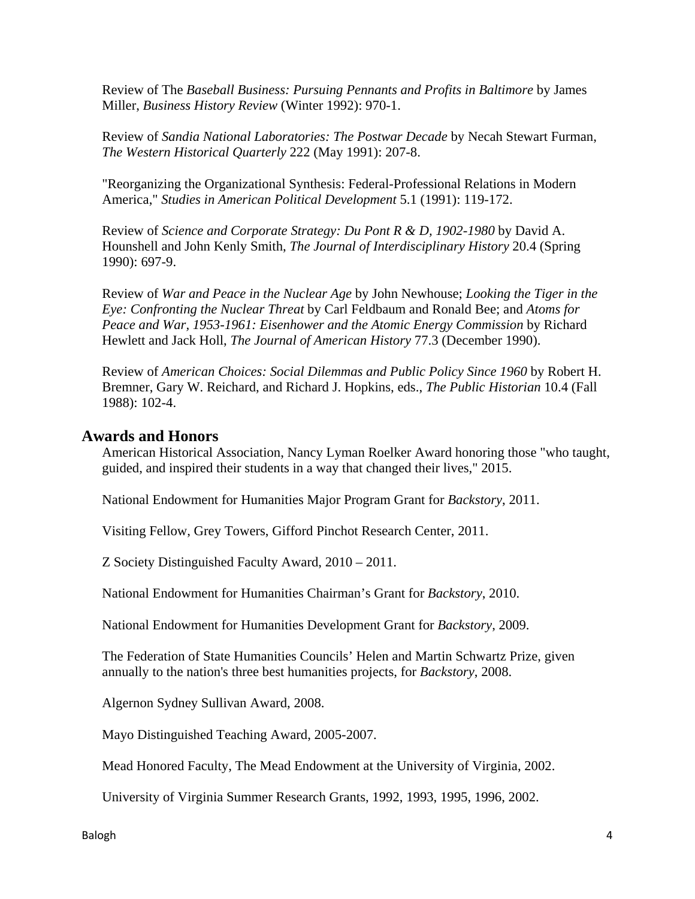Review of The *Baseball Business: Pursuing Pennants and Profits in Baltimore* by James Miller, *Business History Review* (Winter 1992): 970-1.

Review of *Sandia National Laboratories: The Postwar Decade* by Necah Stewart Furman, *The Western Historical Quarterly* 222 (May 1991): 207-8.

"Reorganizing the Organizational Synthesis: Federal-Professional Relations in Modern America," *Studies in American Political Development* 5.1 (1991): 119-172.

Review of *Science and Corporate Strategy: Du Pont R & D, 1902-1980* by David A. Hounshell and John Kenly Smith, *The Journal of Interdisciplinary History* 20.4 (Spring 1990): 697-9.

Review of *War and Peace in the Nuclear Age* by John Newhouse; *Looking the Tiger in the Eye: Confronting the Nuclear Threat* by Carl Feldbaum and Ronald Bee; and *Atoms for Peace and War, 1953-1961: Eisenhower and the Atomic Energy Commission* by Richard Hewlett and Jack Holl, *The Journal of American History* 77.3 (December 1990).

Review of *American Choices: Social Dilemmas and Public Policy Since 1960* by Robert H. Bremner, Gary W. Reichard, and Richard J. Hopkins, eds., *The Public Historian* 10.4 (Fall 1988): 102-4.

## Awards and Honors

American Historical Association, Nancy Lyman Roelker Award honoring those "who taught, guided, and inspired their students in a way that changed their lives," 2015.

National Endowment for Humanities Major Program Grant for *Backstory*, 2011.

Visiting Fellow, Grey Towers, Gifford Pinchot Research Center, 2011.

Z Society Distinguished Faculty Award, 2010 – 2011.

National Endowment for Humanities Chairman's Grant for *Backstory*, 2010.

National Endowment for Humanities Development Grant for *Backstory*, 2009.

The Federation of State Humanities Councils' Helen and Martin Schwartz Prize, given annually to the nation's three best humanities projects, for *Backstory*, 2008.

Algernon Sydney Sullivan Award, 2008.

Mayo Distinguished Teaching Award, 2005-2007.

Mead Honored Faculty, The Mead Endowment at the University of Virginia, 2002.

University of Virginia Summer Research Grants, 1992, 1993, 1995, 1996, 2002.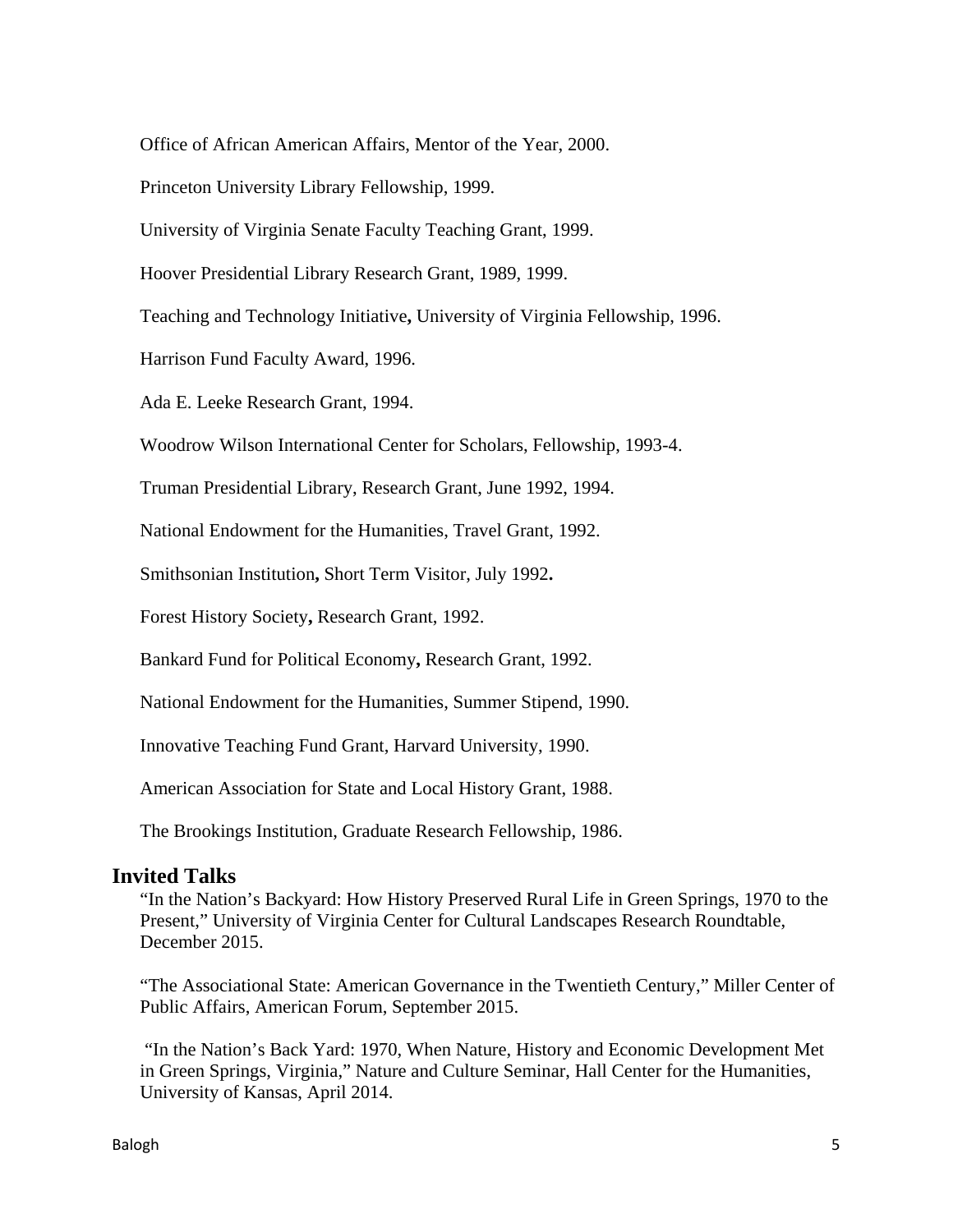Office of African American Affairs, Mentor of the Year, 2000.

Princeton University Library Fellowship, 1999.

University of Virginia Senate Faculty Teaching Grant, 1999.

Hoover Presidential Library Research Grant, 1989, 1999.

Teaching and Technology Initiative**,** University of Virginia Fellowship, 1996.

Harrison Fund Faculty Award, 1996.

Ada E. Leeke Research Grant, 1994.

Woodrow Wilson International Center for Scholars, Fellowship, 1993-4.

Truman Presidential Library, Research Grant, June 1992, 1994.

National Endowment for the Humanities, Travel Grant, 1992.

Smithsonian Institution**,** Short Term Visitor, July 1992**.**

Forest History Society**,** Research Grant, 1992.

Bankard Fund for Political Economy**,** Research Grant, 1992.

National Endowment for the Humanities, Summer Stipend, 1990.

Innovative Teaching Fund Grant, Harvard University, 1990.

American Association for State and Local History Grant, 1988.

The Brookings Institution, Graduate Research Fellowship, 1986.

## Invited Talks

"In the Nation's Backyard: How History Preserved Rural Life in Green Springs, 1970 to the Present," University of Virginia Center for Cultural Landscapes Research Roundtable, December 2015.

"The Associational State: American Governance in the Twentieth Century," Miller Center of Public Affairs, American Forum, September 2015.

"In the Nation's Back Yard: 1970, When Nature, History and Economic Development Met in Green Springs, Virginia," Nature and Culture Seminar, Hall Center for the Humanities, University of Kansas, April 2014.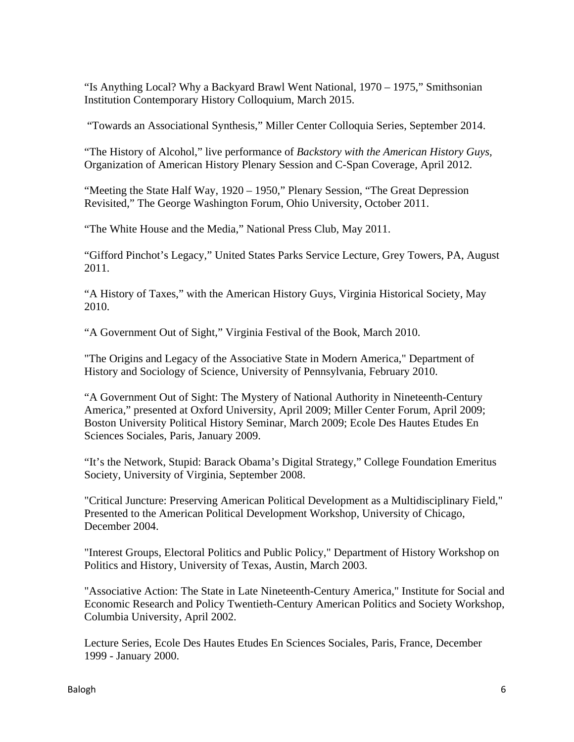"Is Anything Local? Why a Backyard Brawl Went National, 1970 – 1975," Smithsonian Institution Contemporary History Colloquium, March 2015.

"Towards an Associational Synthesis," Miller Center Colloquia Series, September 2014.

"The History of Alcohol," live performance of *Backstory with the American History Guys,* Organization of American History Plenary Session and C-Span Coverage, April 2012.

"Meeting the State Half Way, 1920 – 1950," Plenary Session, "The Great Depression Revisited," The George Washington Forum, Ohio University, October 2011.

"The White House and the Media," National Press Club, May 2011.

"Gifford Pinchot's Legacy," United States Parks Service Lecture, Grey Towers, PA, August 2011.

"A History of Taxes," with the American History Guys, Virginia Historical Society, May 2010.

"A Government Out of Sight," Virginia Festival of the Book, March 2010.

"The Origins and Legacy of the Associative State in Modern America," Department of History and Sociology of Science, University of Pennsylvania, February 2010.

"A Government Out of Sight: The Mystery of National Authority in Nineteenth-Century America," presented at Oxford University, April 2009; Miller Center Forum, April 2009; Boston University Political History Seminar, March 2009; Ecole Des Hautes Etudes En Sciences Sociales, Paris, January 2009.

"It's the Network, Stupid: Barack Obama's Digital Strategy," College Foundation Emeritus Society, University of Virginia, September 2008.

"Critical Juncture: Preserving American Political Development as a Multidisciplinary Field," Presented to the American Political Development Workshop, University of Chicago, December 2004.

"Interest Groups, Electoral Politics and Public Policy," Department of History Workshop on Politics and History, University of Texas, Austin, March 2003.

"Associative Action: The State in Late Nineteenth-Century America," Institute for Social and Economic Research and Policy Twentieth-Century American Politics and Society Workshop, Columbia University, April 2002.

Lecture Series, Ecole Des Hautes Etudes En Sciences Sociales, Paris, France, December 1999 - January 2000.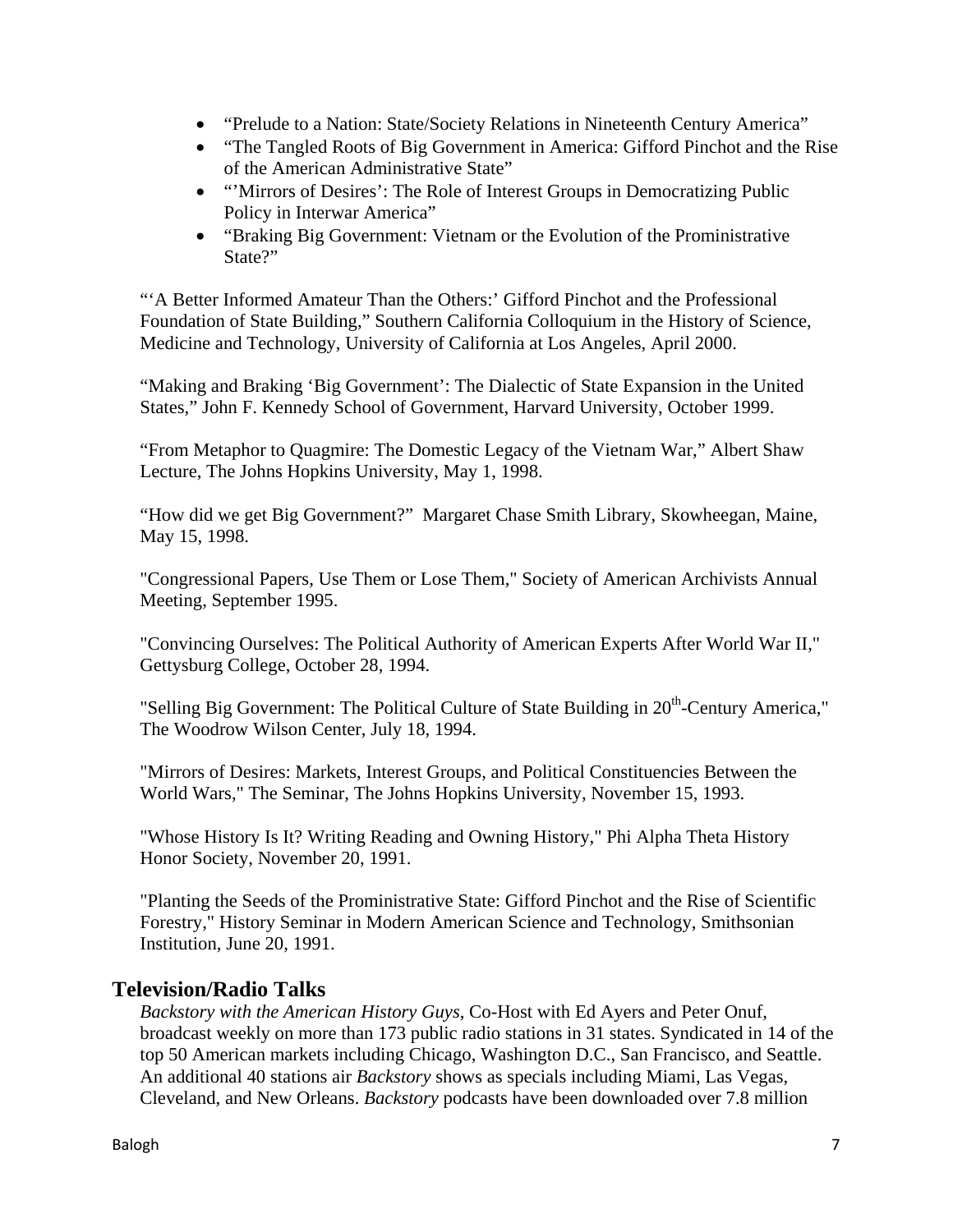- "Prelude to a Nation: State/Society Relations in Nineteenth Century America"
- "The Tangled Roots of Big Government in America: Gifford Pinchot and the Rise of the American Administrative State"
- "'Mirrors of Desires': The Role of Interest Groups in Democratizing Public Policy in Interwar America"
- "Braking Big Government: Vietnam or the Evolution of the Prominstrative State?"

"'A Better Informed Amateur Than the Others:' Gifford Pinchot and the Professional Foundation of State Building," Southern California Colloquium in the History of Science, Medicine and Technology, University of California at Los Angeles, April 2000.

"Making and Braking 'Big Government': The Dialectic of State Expansion in the United States," John F. Kennedy School of Government, Harvard University, October 1999.

"From Metaphor to Quagmire: The Domestic Legacy of the Vietnam War," Albert Shaw Lecture, The Johns Hopkins University, May 1, 1998.

"How did we get Big Government?" Margaret Chase Smith Library, Skowheegan, Maine, May 15, 1998.

"Congressional Papers, Use Them or Lose Them," Society of American Archivists Annual Meeting, September 1995.

"Convincing Ourselves: The Political Authority of American Experts After World War II," Gettysburg College, October 28, 1994.

"Selling Big Government: The Political Culture of State Building in 20th-Century America," The Woodrow Wilson Center, July 18, 1994.

"Mirrors of Desires: Markets, Interest Groups, and Political Constituencies Between the World Wars," The Seminar, The Johns Hopkins University, November 15, 1993.

"Whose History Is It? Writing Reading and Owning History," Phi Alpha Theta History Honor Society, November 20, 1991.

"Planting the Seeds of the Prominstrative State: Gifford Pinchot and the Rise of Scientific Forestry," History Seminar in Modern American Science and Technology, Smithsonian Institution, June 20, 1991.

## Television/Radio Talks

*Backstory with the American History Guys*, Co-Host with Ed Ayers and Peter Onuf, broadcast weekly on more than 173 public radio stations in 31 states. Syndicated in 14 of the top 50 American markets including Chicago, Washington D.C., San Francisco, and Seattle. An additional 40 stations air *Backstory* shows as specials including Miami, Las Vegas, Cleveland, and New Orleans. *Backstory* podcasts have been downloaded over 7.8 million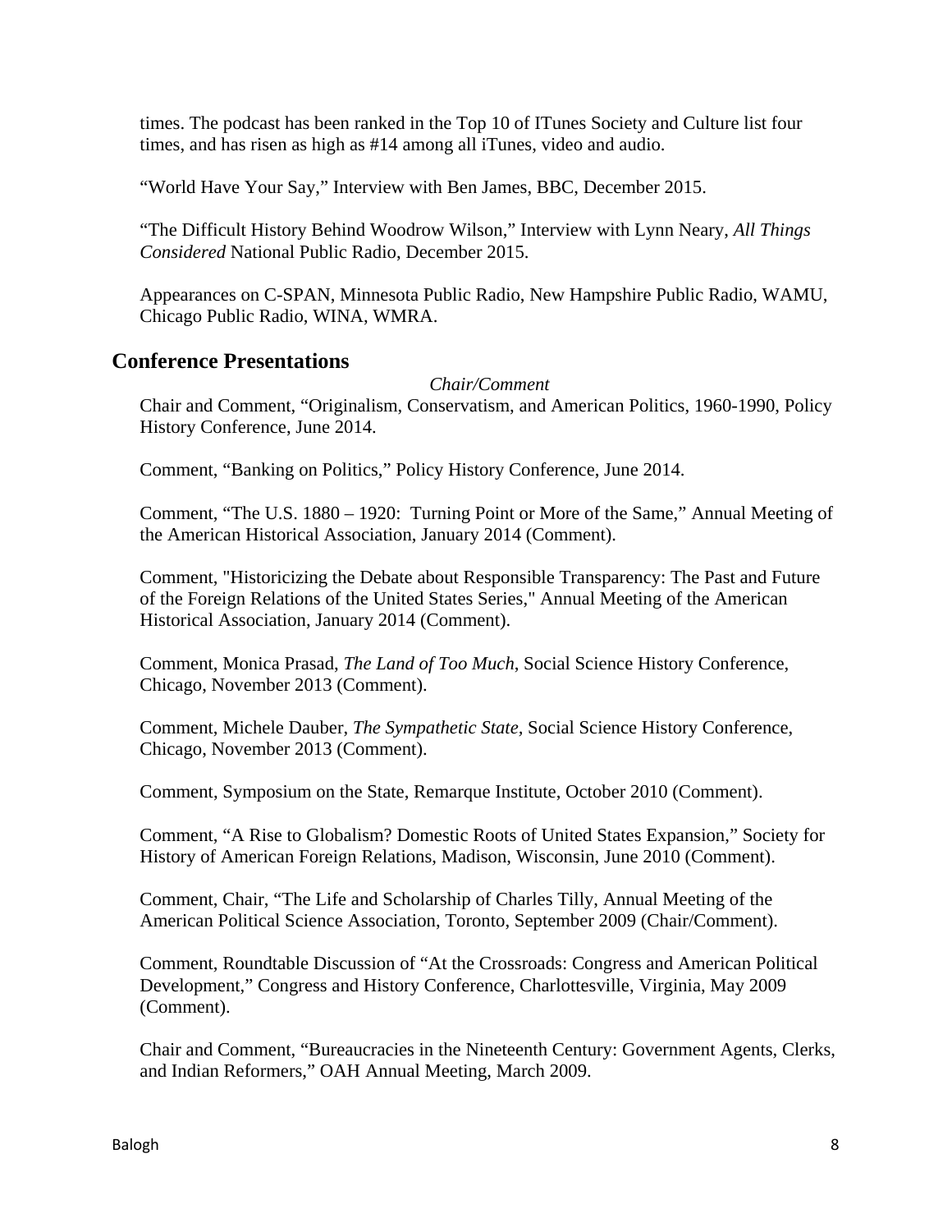times. The podcast has been ranked in the Top 10 of ITunes Society and Culture list four times, and has risen as high as #14 among all iTunes, video and audio.

"World Have Your Say," Interview with Ben James, BBC, December 2015.

"The Difficult History Behind Woodrow Wilson," Interview with Lynn Neary, *All Things Considered* National Public Radio, December 2015.

Appearances on C-SPAN, Minnesota Public Radio, New Hampshire Public Radio, WAMU, Chicago Public Radio, WINA, WMRA.

## Conference Presentations

*Chair/Comment*

Chair and Comment, "Originalism, Conservatism, and American Politics, 1960-1990, Policy History Conference, June 2014.

Comment, "Banking on Politics," Policy History Conference, June 2014.

Comment, "The U.S. 1880 – 1920: Turning Point or More of the Same," Annual Meeting of the American Historical Association, January 2014 (Comment).

Comment, "Historicizing the Debate about Responsible Transparency: The Past and Future of the Foreign Relations of the United States Series," Annual Meeting of the American Historical Association, January 2014 (Comment).

Comment, Monica Prasad, *The Land of Too Much*, Social Science History Conference, Chicago, November 2013 (Comment).

Comment, Michele Dauber, *The Sympathetic State*, Social Science History Conference, Chicago, November 2013 (Comment).

Comment, Symposium on the State, Remarque Institute, October 2010 (Comment).

Comment, "A Rise to Globalism? Domestic Roots of United States Expansion," Society for History of American Foreign Relations, Madison, Wisconsin, June 2010 (Comment).

Comment, Chair, "The Life and Scholarship of Charles Tilly, Annual Meeting of the American Political Science Association, Toronto, September 2009 (Chair/Comment).

Comment, Roundtable Discussion of "At the Crossroads: Congress and American Political Development," Congress and History Conference, Charlottesville, Virginia, May 2009 (Comment).

Chair and Comment, "Bureaucracies in the Nineteenth Century: Government Agents, Clerks, and Indian Reformers," OAH Annual Meeting, March 2009.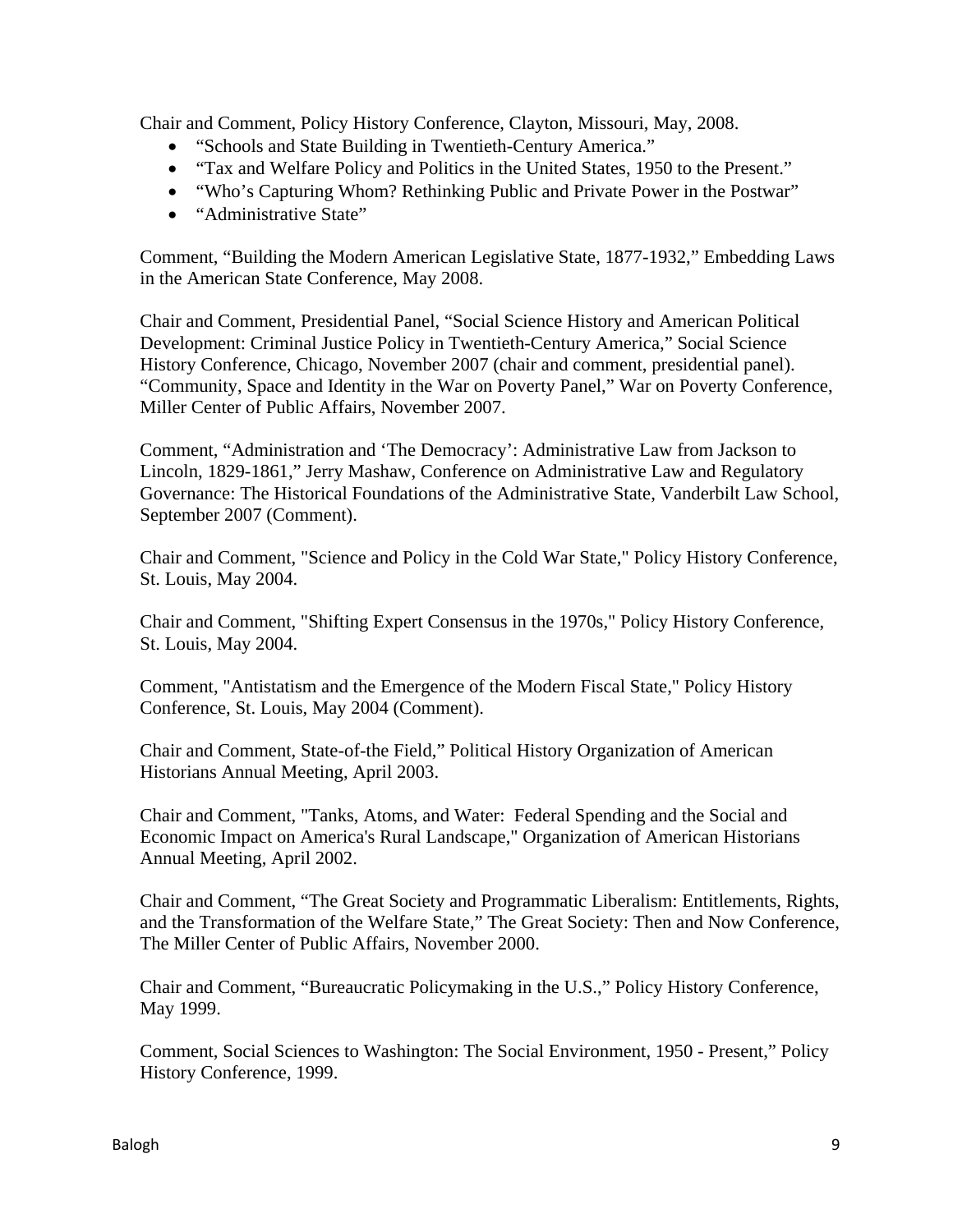Chair and Comment, Policy History Conference, Clayton, Missouri, May, 2008.

- “Schools and State Building in Twentieth-Century America.”
- “Tax and Welfare Policy and Politics in the United States, 1950 to the Present.”
- “Who’s Capturing Whom? Rethinking Public and Private Power in the Postwar”
- “Administrative State”

Comment, “Building the Modern American Legislative State, 1877-1932,” Embedding Laws in the American State Conference, May 2008.

Chair and Comment, Presidential Panel, “Social Science History and American Political Development: Criminal Justice Policy in Twentieth-Century America,” Social Science History Conference, Chicago, November 2007 (chair and comment, presidential panel). “Community, Space and Identity in the War on Poverty Panel,” War on Poverty Conference, Miller Center of Public Affairs, November 2007.

Comment, “Administration and ‘The Democracy’: Administrative Law from Jackson to Lincoln, 1829-1861,” Jerry Mashaw, Conference on Administrative Law and Regulatory Governance: The Historical Foundations of the Administrative State, Vanderbilt Law School, September 2007 (Comment).

Chair and Comment, "Science and Policy in the Cold War State," Policy History Conference, St. Louis, May 2004.

Chair and Comment, "Shifting Expert Consensus in the 1970s," Policy History Conference, St. Louis, May 2004.

Comment, "Antistatism and the Emergence of the Modern Fiscal State," Policy History Conference, St. Louis, May 2004 (Comment).

Chair and Comment, State-of-the Field,” Political History Organization of American Historians Annual Meeting, April 2003.

Chair and Comment, "Tanks, Atoms, and Water: Federal Spending and the Social and Economic Impact on America's Rural Landscape," Organization of American Historians Annual Meeting, April 2002.

Chair and Comment, “The Great Society and Programmatic Liberalism: Entitlements, Rights, and the Transformation of the Welfare State,” The Great Society: Then and Now Conference, The Miller Center of Public Affairs, November 2000.

Chair and Comment, “Bureaucratic Policymaking in the U.S.,” Policy History Conference, May 1999.

Comment, Social Sciences to Washington: The Social Environment, 1950 - Present,” Policy History Conference, 1999.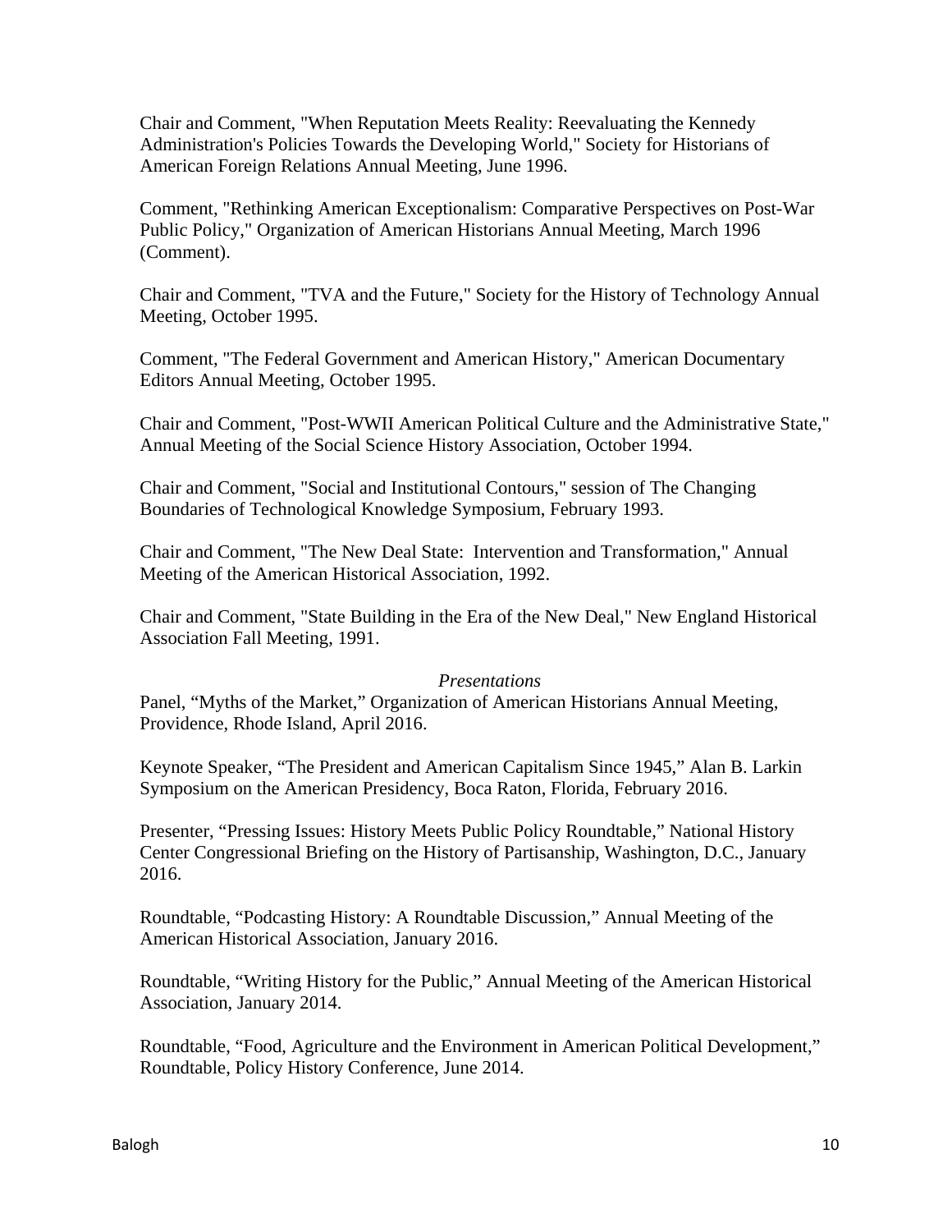Chair and Comment, "When Reputation Meets Reality: Reevaluating the Kennedy Administration's Policies Towards the Developing World," Society for Historians of American Foreign Relations Annual Meeting, June 1996.

Comment, "Rethinking American Exceptionalism: Comparative Perspectives on Post-War Public Policy," Organization of American Historians Annual Meeting, March 1996 (Comment).

Chair and Comment, "TVA and the Future," Society for the History of Technology Annual Meeting, October 1995.

Comment, "The Federal Government and American History," American Documentary Editors Annual Meeting, October 1995.

Chair and Comment, "Post-WWII American Political Culture and the Administrative State," Annual Meeting of the Social Science History Association, October 1994.

Chair and Comment, "Social and Institutional Contours," session of The Changing Boundaries of Technological Knowledge Symposium, February 1993.

Chair and Comment, "The New Deal State: Intervention and Transformation," Annual Meeting of the American Historical Association, 1992.

Chair and Comment, "State Building in the Era of the New Deal," New England Historical Association Fall Meeting, 1991.

*Presentations*

Panel, "Myths of the Market," Organization of American Historians Annual Meeting, Providence, Rhode Island, April 2016.

Keynote Speaker, "The President and American Capitalism Since 1945," Alan B. Larkin Symposium on the American Presidency, Boca Raton, Florida, February 2016.

Presenter, "Pressing Issues: History Meets Public Policy Roundtable," National History Center Congressional Briefing on the History of Partisanship, Washington, D.C., January 2016.

Roundtable, "Podcasting History: A Roundtable Discussion," Annual Meeting of the American Historical Association, January 2016.

Roundtable, "Writing History for the Public," Annual Meeting of the American Historical Association, January 2014.

Roundtable, "Food, Agriculture and the Environment in American Political Development," Roundtable, Policy History Conference, June 2014.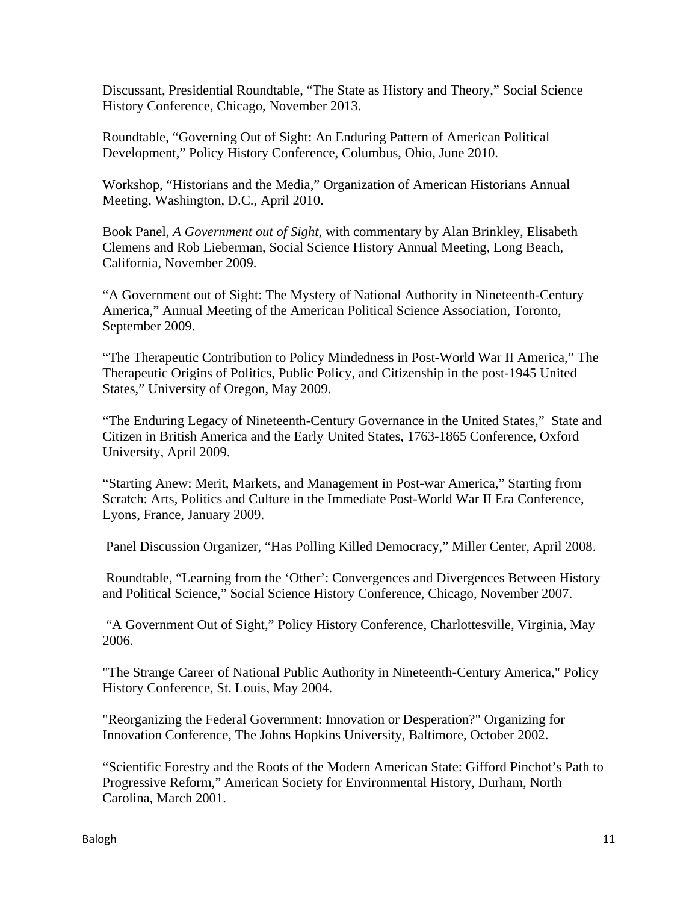Discussant, Presidential Roundtable, “The State as History and Theory,” Social Science History Conference, Chicago, November 2013.

Roundtable, “Governing Out of Sight: An Enduring Pattern of American Political Development,” Policy History Conference, Columbus, Ohio, June 2010.

Workshop, “Historians and the Media,” Organization of American Historians Annual Meeting, Washington, D.C., April 2010.

Book Panel, *A Government out of Sight*, with commentary by Alan Brinkley, Elisabeth Clemens and Rob Lieberman, Social Science History Annual Meeting, Long Beach, California, November 2009.

“A Government out of Sight: The Mystery of National Authority in Nineteenth-Century America,” Annual Meeting of the American Political Science Association, Toronto, September 2009.

“The Therapeutic Contribution to Policy Mindedness in Post-World War II America,” The Therapeutic Origins of Politics, Public Policy, and Citizenship in the post-1945 United States,” University of Oregon, May 2009.

“The Enduring Legacy of Nineteenth-Century Governance in the United States,” State and Citizen in British America and the Early United States, 1763-1865 Conference, Oxford University, April 2009.

“Starting Anew: Merit, Markets, and Management in Post-war America,” Starting from Scratch: Arts, Politics and Culture in the Immediate Post-World War II Era Conference, Lyons, France, January 2009.

Panel Discussion Organizer, “Has Polling Killed Democracy,” Miller Center, April 2008.

Roundtable, “Learning from the ‘Other’: Convergences and Divergences Between History and Political Science,” Social Science History Conference, Chicago, November 2007.

“A Government Out of Sight,” Policy History Conference, Charlottesville, Virginia, May 2006.

"The Strange Career of National Public Authority in Nineteenth-Century America," Policy History Conference, St. Louis, May 2004.

"Reorganizing the Federal Government: Innovation or Desperation?" Organizing for Innovation Conference, The Johns Hopkins University, Baltimore, October 2002.

“Scientific Forestry and the Roots of the Modern American State: Gifford Pinchot’s Path to Progressive Reform,” American Society for Environmental History, Durham, North Carolina, March 2001.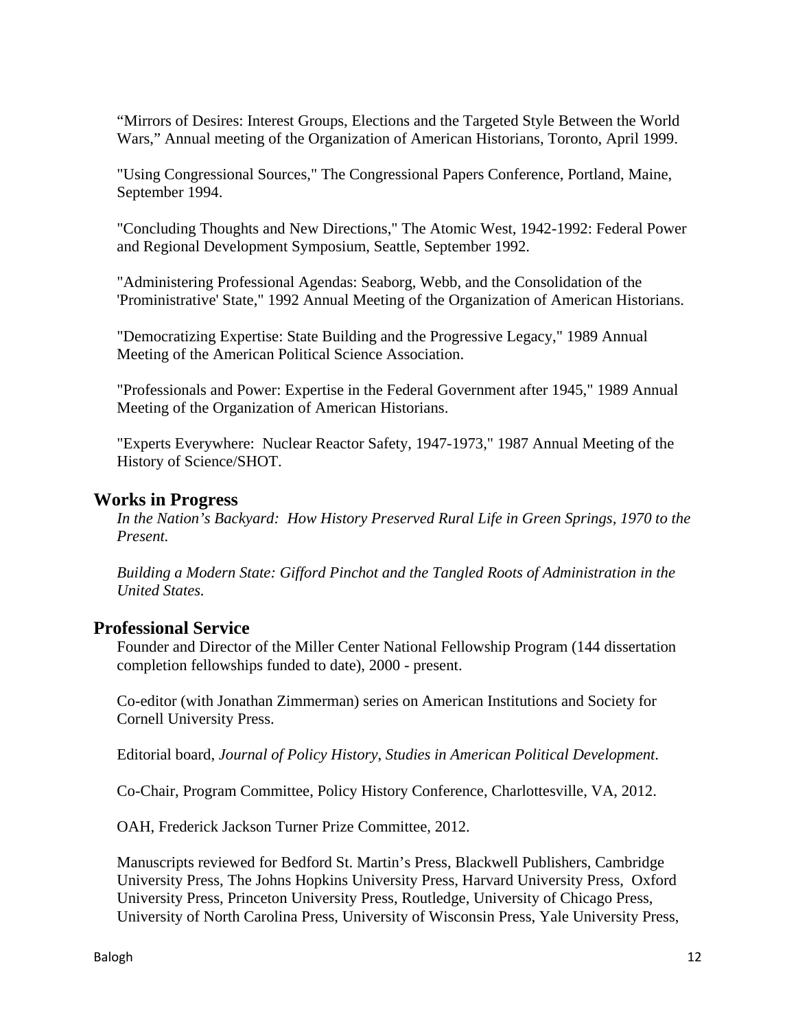"Mirrors of Desires: Interest Groups, Elections and the Targeted Style Between the World Wars," Annual meeting of the Organization of American Historians, Toronto, April 1999.

"Using Congressional Sources," The Congressional Papers Conference, Portland, Maine, September 1994.

"Concluding Thoughts and New Directions," The Atomic West, 1942-1992: Federal Power and Regional Development Symposium, Seattle, September 1992.

"Administering Professional Agendas: Seaborg, Webb, and the Consolidation of the 'Prominstrative' State," 1992 Annual Meeting of the Organization of American Historians.

"Democratizing Expertise: State Building and the Progressive Legacy," 1989 Annual Meeting of the American Political Science Association.

"Professionals and Power: Expertise in the Federal Government after 1945," 1989 Annual Meeting of the Organization of American Historians.

"Experts Everywhere: Nuclear Reactor Safety, 1947-1973," 1987 Annual Meeting of the History of Science/SHOT.

## Works in Progress

*In the Nation's Backyard: How History Preserved Rural Life in Green Springs, 1970 to the Present.*

*Building a Modern State: Gifford Pinchot and the Tangled Roots of Administration in the United States.*

## Professional Service

Founder and Director of the Miller Center National Fellowship Program (144 dissertation completion fellowships funded to date), 2000 - present.

Co-editor (with Jonathan Zimmerman) series on American Institutions and Society for Cornell University Press.

Editorial board, *Journal of Policy History*, *Studies in American Political Development.*

Co-Chair, Program Committee, Policy History Conference, Charlottesville, VA, 2012.

OAH, Frederick Jackson Turner Prize Committee, 2012.

Manuscripts reviewed for Bedford St. Martin's Press, Blackwell Publishers, Cambridge University Press, The Johns Hopkins University Press, Harvard University Press, Oxford University Press, Princeton University Press, Routledge, University of Chicago Press, University of North Carolina Press, University of Wisconsin Press, Yale University Press,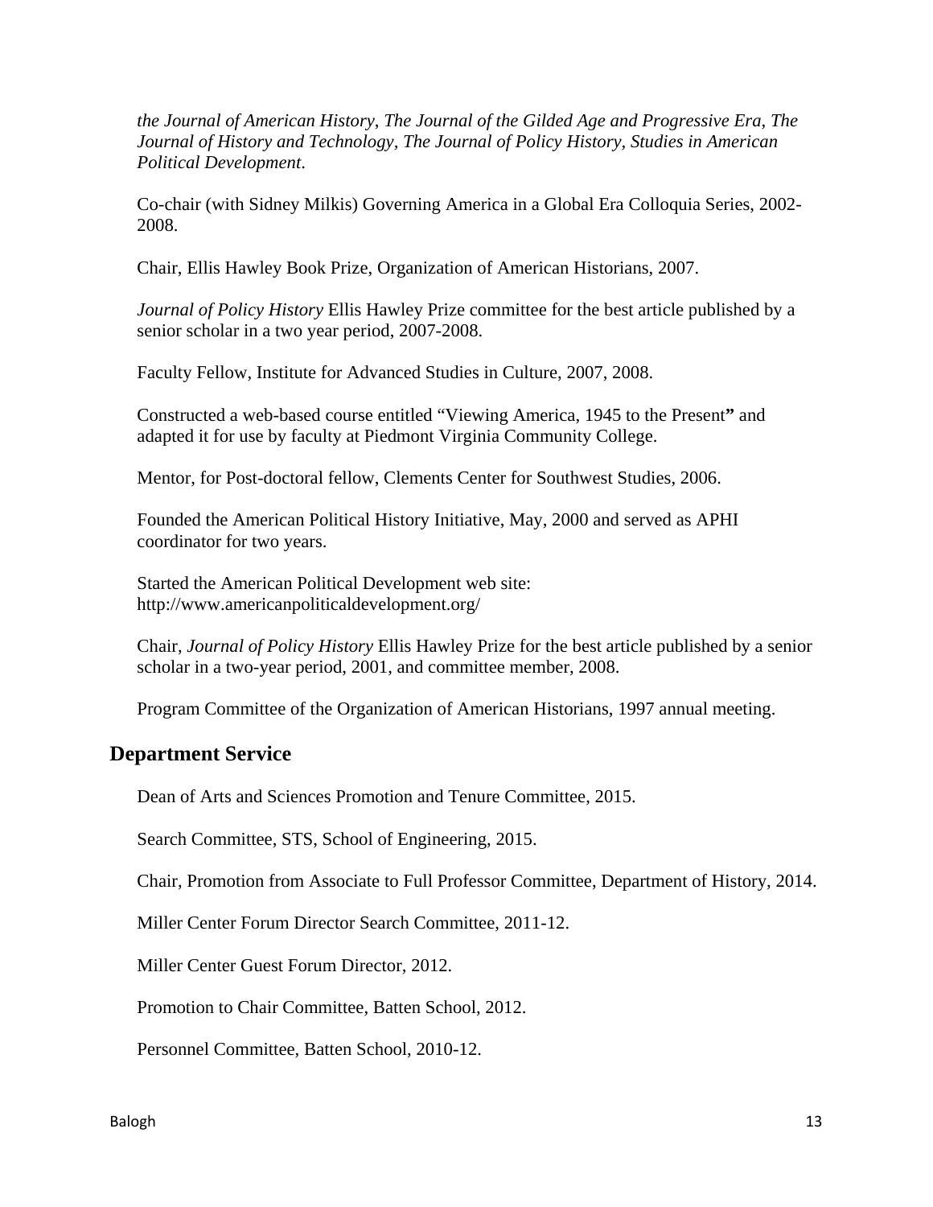*the Journal of American History*, *The Journal of the Gilded Age and Progressive Era, The Journal of History and Technology, The Journal of Policy History, Studies in American Political Development*.

Co-chair (with Sidney Milkis) Governing America in a Global Era Colloquia Series, 2002-2008.

Chair, Ellis Hawley Book Prize, Organization of American Historians, 2007.

*Journal of Policy History* Ellis Hawley Prize committee for the best article published by a senior scholar in a two year period, 2007-2008.

Faculty Fellow, Institute for Advanced Studies in Culture, 2007, 2008.

Constructed a web-based course entitled "Viewing America, 1945 to the Present**"** and adapted it for use by faculty at Piedmont Virginia Community College.

Mentor, for Post-doctoral fellow, Clements Center for Southwest Studies, 2006.

Founded the American Political History Initiative, May, 2000 and served as APHI coordinator for two years.

Started the American Political Development web site: http://www.americanpoliticaldevelopment.org/

Chair, *Journal of Policy History* Ellis Hawley Prize for the best article published by a senior scholar in a two-year period, 2001, and committee member, 2008.

Program Committee of the Organization of American Historians, 1997 annual meeting.

## Department Service

Dean of Arts and Sciences Promotion and Tenure Committee, 2015.

Search Committee, STS, School of Engineering, 2015.

Chair, Promotion from Associate to Full Professor Committee, Department of History, 2014.

Miller Center Forum Director Search Committee, 2011-12.

Miller Center Guest Forum Director, 2012.

Promotion to Chair Committee, Batten School, 2012.

Personnel Committee, Batten School, 2010-12.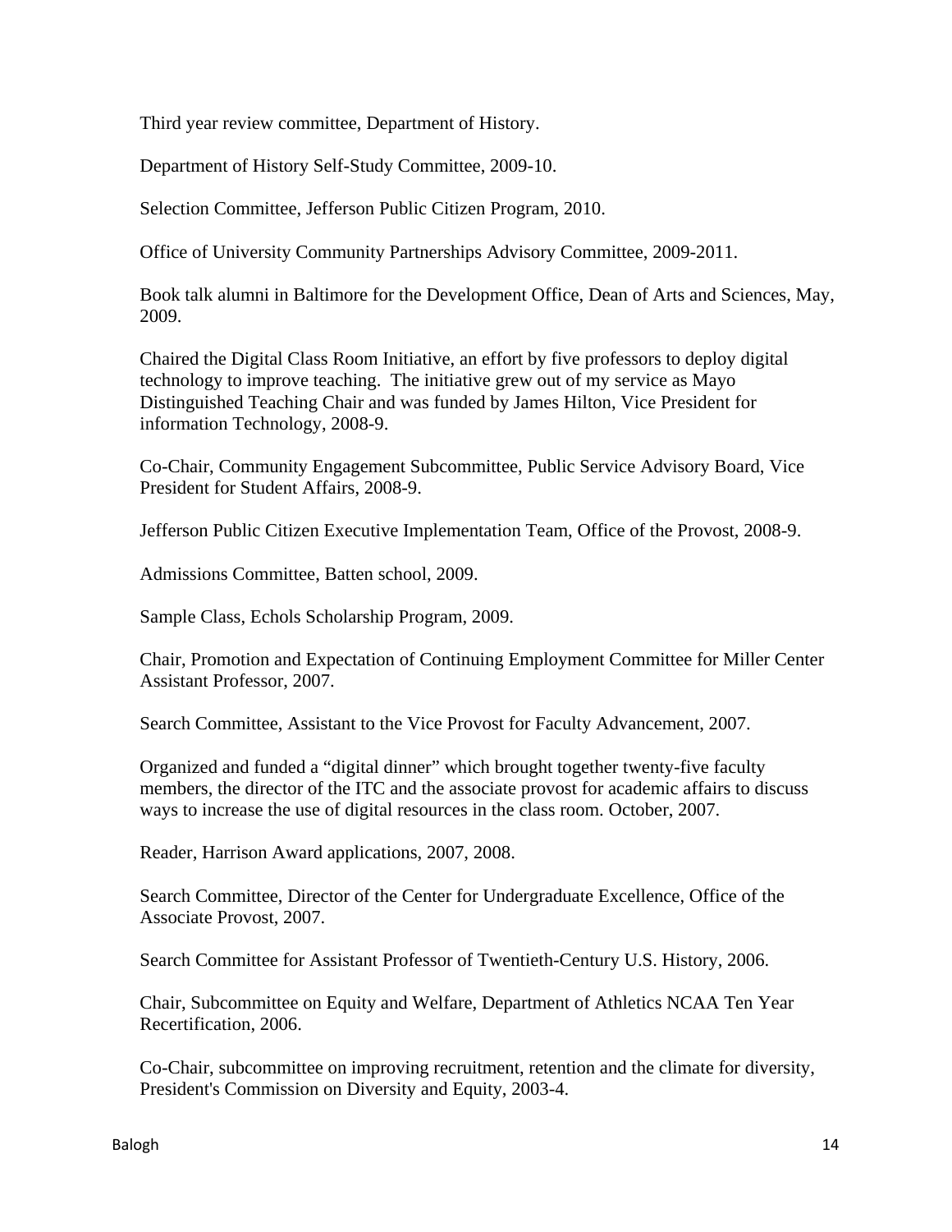Third year review committee, Department of History.

Department of History Self-Study Committee, 2009-10.

Selection Committee, Jefferson Public Citizen Program, 2010.

Office of University Community Partnerships Advisory Committee, 2009-2011.

Book talk alumni in Baltimore for the Development Office, Dean of Arts and Sciences, May, 2009.

Chaired the Digital Class Room Initiative, an effort by five professors to deploy digital technology to improve teaching. The initiative grew out of my service as Mayo Distinguished Teaching Chair and was funded by James Hilton, Vice President for information Technology, 2008-9.

Co-Chair, Community Engagement Subcommittee, Public Service Advisory Board, Vice President for Student Affairs, 2008-9.

Jefferson Public Citizen Executive Implementation Team, Office of the Provost, 2008-9.

Admissions Committee, Batten school, 2009.

Sample Class, Echols Scholarship Program, 2009.

Chair, Promotion and Expectation of Continuing Employment Committee for Miller Center Assistant Professor, 2007.

Search Committee, Assistant to the Vice Provost for Faculty Advancement, 2007.

Organized and funded a "digital dinner" which brought together twenty-five faculty members, the director of the ITC and the associate provost for academic affairs to discuss ways to increase the use of digital resources in the class room. October, 2007.

Reader, Harrison Award applications, 2007, 2008.

Search Committee, Director of the Center for Undergraduate Excellence, Office of the Associate Provost, 2007.

Search Committee for Assistant Professor of Twentieth-Century U.S. History, 2006.

Chair, Subcommittee on Equity and Welfare, Department of Athletics NCAA Ten Year Recertification, 2006.

Co-Chair, subcommittee on improving recruitment, retention and the climate for diversity, President's Commission on Diversity and Equity, 2003-4.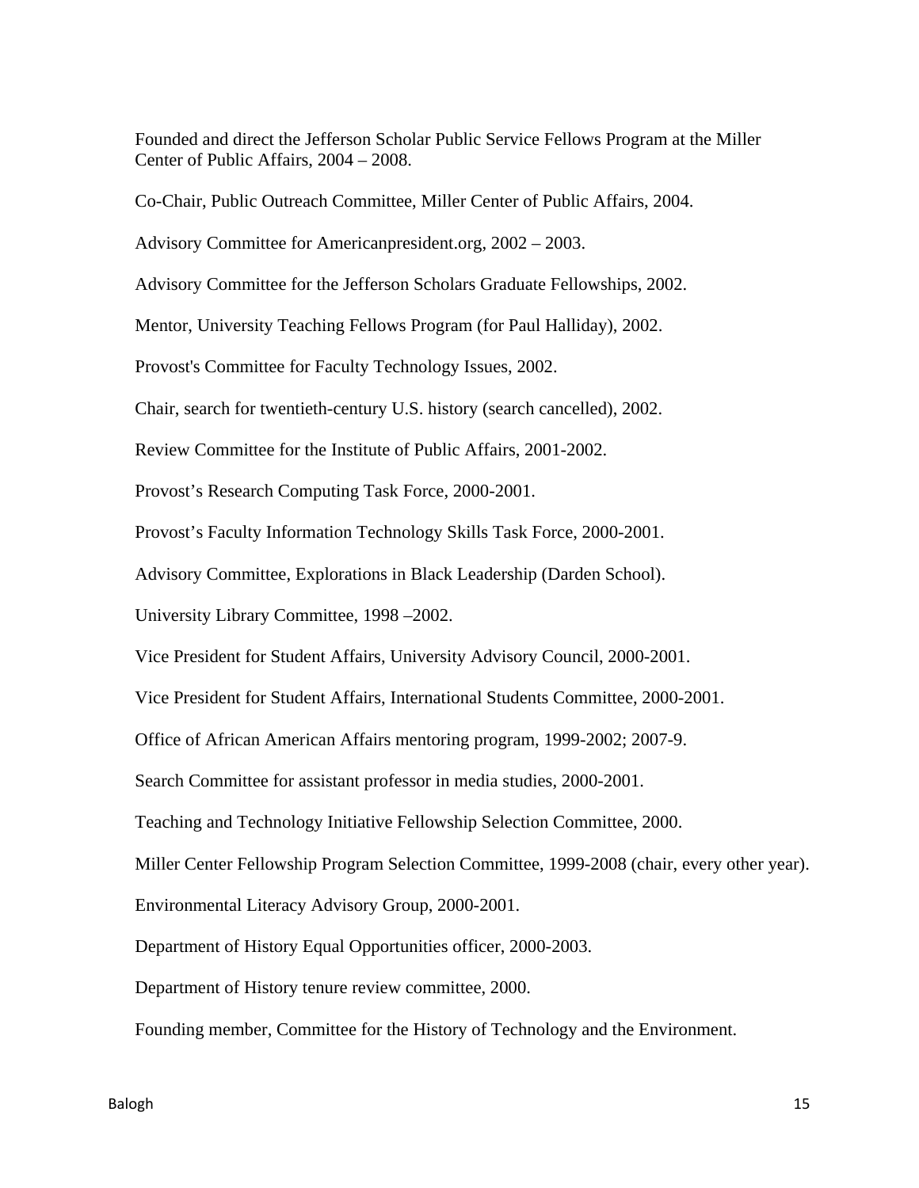Founded and direct the Jefferson Scholar Public Service Fellows Program at the Miller Center of Public Affairs, 2004 – 2008.

Co-Chair, Public Outreach Committee, Miller Center of Public Affairs, 2004.

Advisory Committee for Americanpresident.org, 2002 – 2003.

Advisory Committee for the Jefferson Scholars Graduate Fellowships, 2002.

Mentor, University Teaching Fellows Program (for Paul Halliday), 2002.

Provost's Committee for Faculty Technology Issues, 2002.

Chair, search for twentieth-century U.S. history (search cancelled), 2002.

Review Committee for the Institute of Public Affairs, 2001-2002.

Provost’s Research Computing Task Force, 2000-2001.

Provost’s Faculty Information Technology Skills Task Force, 2000-2001.

Advisory Committee, Explorations in Black Leadership (Darden School).

University Library Committee, 1998 –2002.

Vice President for Student Affairs, University Advisory Council, 2000-2001.

Vice President for Student Affairs, International Students Committee, 2000-2001.

Office of African American Affairs mentoring program, 1999-2002; 2007-9.

Search Committee for assistant professor in media studies, 2000-2001.

Teaching and Technology Initiative Fellowship Selection Committee, 2000.

Miller Center Fellowship Program Selection Committee, 1999-2008 (chair, every other year).

Environmental Literacy Advisory Group, 2000-2001.

Department of History Equal Opportunities officer, 2000-2003.

Department of History tenure review committee, 2000.

Founding member, Committee for the History of Technology and the Environment.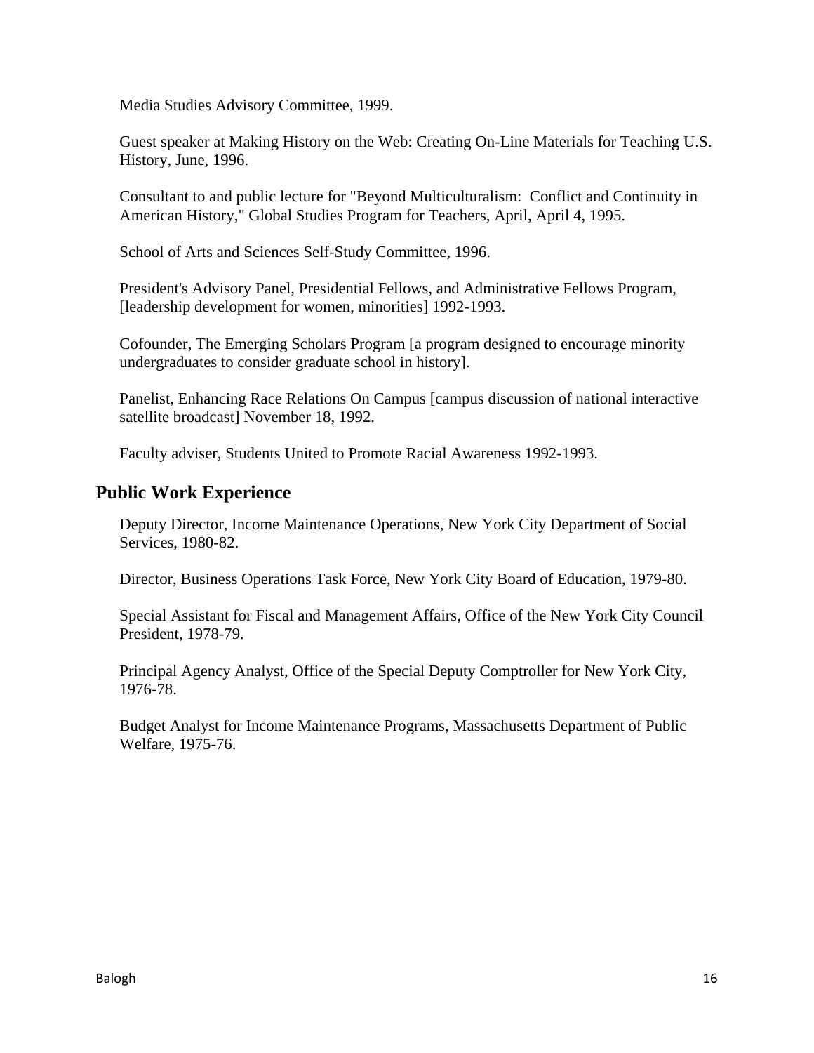Media Studies Advisory Committee, 1999.

Guest speaker at Making History on the Web: Creating On-Line Materials for Teaching U.S. History, June, 1996.

Consultant to and public lecture for "Beyond Multiculturalism: Conflict and Continuity in American History," Global Studies Program for Teachers, April, April 4, 1995.

School of Arts and Sciences Self-Study Committee, 1996.

President's Advisory Panel, Presidential Fellows, and Administrative Fellows Program, [leadership development for women, minorities] 1992-1993.

Cofounder, The Emerging Scholars Program [a program designed to encourage minority undergraduates to consider graduate school in history].

Panelist, Enhancing Race Relations On Campus [campus discussion of national interactive satellite broadcast] November 18, 1992.

Faculty adviser, Students United to Promote Racial Awareness 1992-1993.

## Public Work Experience

Deputy Director, Income Maintenance Operations, New York City Department of Social Services, 1980-82.

Director, Business Operations Task Force, New York City Board of Education, 1979-80.

Special Assistant for Fiscal and Management Affairs, Office of the New York City Council President, 1978-79.

Principal Agency Analyst, Office of the Special Deputy Comptroller for New York City, 1976-78.

Budget Analyst for Income Maintenance Programs, Massachusetts Department of Public Welfare, 1975-76.